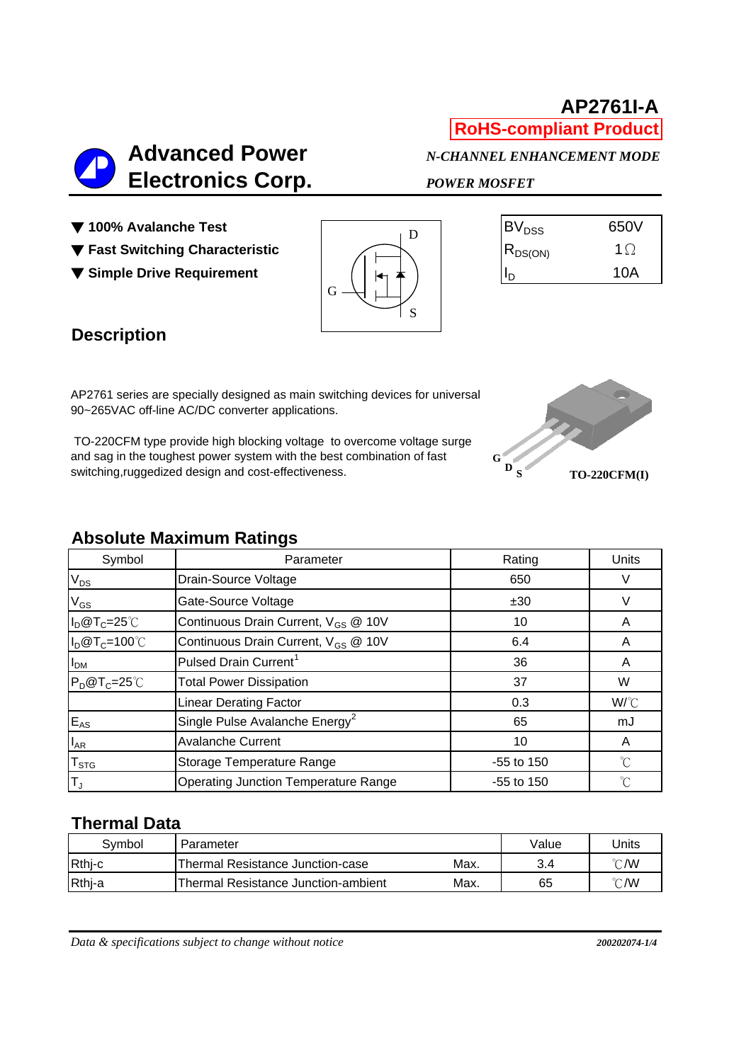# AP2761I-A

**RoHS-compliant Product**

**Advanced Power Electronics Corp.**

*N-CHANNEL ENHANCEMENT MODE POWER MOSFET*

- ▼ **100% Avalanche Test**
- ▼ **Fast Switching Characteristic**
- ▼ **Simple Drive Requirement**

| | |
|---|---|
| $BV_{DSS}$ | 650V |
| $R_{DS(ON)}$ | 1Ω |
| $I_D$ | 10A |

## Description

AP2761 series are specially designed as main switching devices for universal 90~265VAC off-line AC/DC converter applications.

TO-220CFM type provide high blocking voltage to overcome voltage surge and sag in the toughest power system with the best combination of fast switching,ruggedized design and cost-effectiveness.

G D S

**TO-220CFM(I)**

## Absolute Maximum Ratings

| Symbol | Parameter | Rating | Units |
|---|---|---|---|
| $V_{DS}$ | Drain-Source Voltage | 650 | V |
| $V_{GS}$ | Gate-Source Voltage | ±30 | V |
| $I_D$@$T_C$=25℃ | Continuous Drain Current, $V_{GS}$ @ 10V | 10 | A |
| $I_D$@$T_C$=100℃ | Continuous Drain Current, $V_{GS}$ @ 10V | 6.4 | A |
| $I_{DM}$ | Pulsed Drain Current[1] | 36 | A |
| $P_D$@$T_C$=25℃ | Total Power Dissipation | 37 | W |
| | Linear Derating Factor | 0.3 | W/℃ |
| $E_{AS}$ | Single Pulse Avalanche Energy[2] | 65 | mJ |
| $I_{AR}$ | Avalanche Current | 10 | A |
| $T_{STG}$ | Storage Temperature Range | -55 to 150 | ℃ |
| $T_J$ | Operating Junction Temperature Range | -55 to 150 | ℃ |

## Thermal Data

| Symbol | Parameter | | Value | Units |
|---|---|---|---|---|
| Rthj-c | Thermal Resistance Junction-case | Max. | 3.4 | ℃/W |
| Rthj-a | Thermal Resistance Junction-ambient | Max. | 65 | ℃/W |

*Data & specifications subject to change without notice*

*200202074-1/4*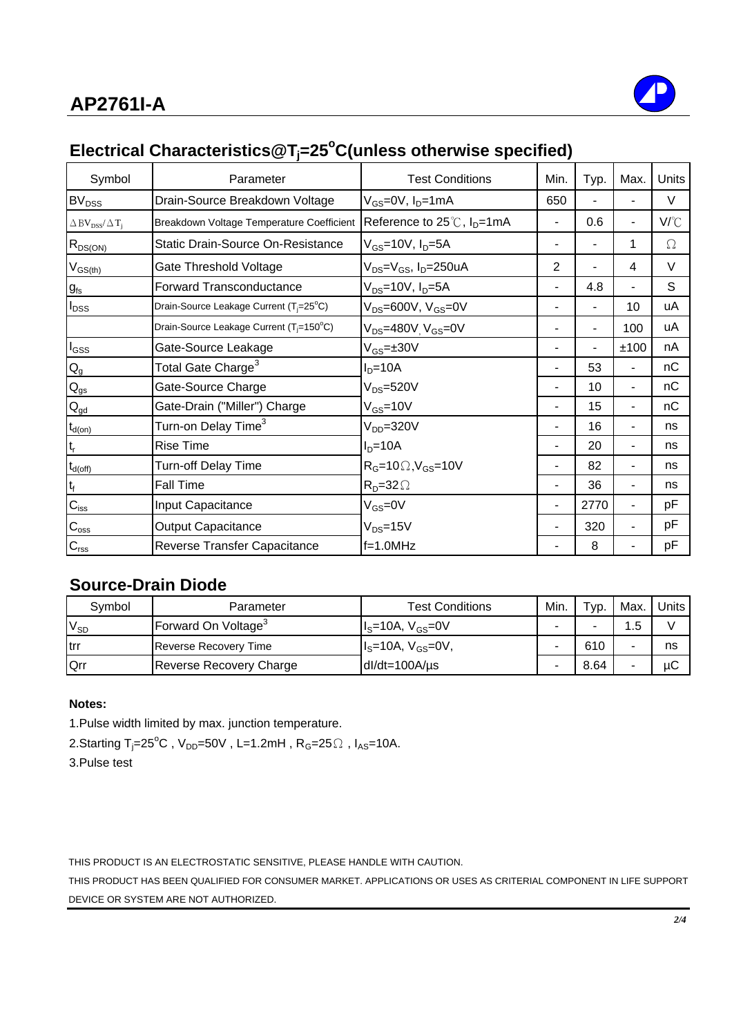# AP2761I-A

## Electrical Characteristics@$T_j$=25$^o$C(unless otherwise specified)

| Symbol | Parameter | Test Conditions | Min. | Typ. | Max. | Units |
|---|---|---|---|---|---|---|
| $BV_{DSS}$ | Drain-Source Breakdown Voltage | $V_{GS}$=0V, $I_D$=1mA | 650 | - | - | V |
| $\Delta BV_{DSS}/\Delta T_j$ | Breakdown Voltage Temperature Coefficient | Reference to 25℃, $I_D$=1mA | - | 0.6 | - | V/℃ |
| $R_{DS(ON)}$ | Static Drain-Source On-Resistance | $V_{GS}$=10V, $I_D$=5A | - | - | 1 | Ω |
| $V_{GS(th)}$ | Gate Threshold Voltage | $V_{DS}$=$V_{GS}$, $I_D$=250uA | 2 | - | 4 | V |
| $g_{fs}$ | Forward Transconductance | $V_{DS}$=10V, $I_D$=5A | - | 4.8 | - | S |
| $I_{DSS}$ | Drain-Source Leakage Current ($T_j$=25$^o$C) | $V_{DS}$=600V, $V_{GS}$=0V | - | - | 10 | uA |
| | Drain-Source Leakage Current ($T_j$=150$^o$C) | $V_{DS}$=480V, $V_{GS}$=0V | - | - | 100 | uA |
| $I_{GSS}$ | Gate-Source Leakage | $V_{GS}$=±30V | - | - | ±100 | nA |
| $Q_g$ | Total Gate Charge[3] | $I_D$=10A | - | 53 | - | nC |
| $Q_{gs}$ | Gate-Source Charge | $V_{DS}$=520V | - | 10 | - | nC |
| $Q_{gd}$ | Gate-Drain ("Miller") Charge | $V_{GS}$=10V | - | 15 | - | nC |
| $t_{d(on)}$ | Turn-on Delay Time[3] | $V_{DD}$=320V | - | 16 | - | ns |
| $t_r$ | Rise Time | $I_D$=10A | - | 20 | - | ns |
| $t_{d(off)}$ | Turn-off Delay Time | $R_G$=10Ω,$V_{GS}$=10V | - | 82 | - | ns |
| $t_f$ | Fall Time | $R_D$=32Ω | - | 36 | - | ns |
| $C_{iss}$ | Input Capacitance | $V_{GS}$=0V | - | 2770 | - | pF |
| $C_{oss}$ | Output Capacitance | $V_{DS}$=15V | - | 320 | - | pF |
| $C_{rss}$ | Reverse Transfer Capacitance | f=1.0MHz | - | 8 | - | pF |

## Source-Drain Diode

| Symbol | Parameter | Test Conditions | Min. | Typ. | Max. | Units |
|---|---|---|---|---|---|---|
| $V_{SD}$ | Forward On Voltage[3] | $I_S$=10A, $V_{GS}$=0V | - | - | 1.5 | V |
| trr | Reverse Recovery Time | $I_S$=10A, $V_{GS}$=0V, | - | 610 | - | ns |
| Qrr | Reverse Recovery Charge | dI/dt=100A/µs | - | 8.64 | - | µC |

**Notes:**

1.Pulse width limited by max. junction temperature.

2.Starting $T_j$=25$^o$C , $V_{DD}$=50V , L=1.2mH , $R_G$=25Ω , $I_{AS}$=10A.

3.Pulse test

THIS PRODUCT IS AN ELECTROSTATIC SENSITIVE, PLEASE HANDLE WITH CAUTION.

THIS PRODUCT HAS BEEN QUALIFIED FOR CONSUMER MARKET. APPLICATIONS OR USES AS CRITERIAL COMPONENT IN LIFE SUPPORT DEVICE OR SYSTEM ARE NOT AUTHORIZED.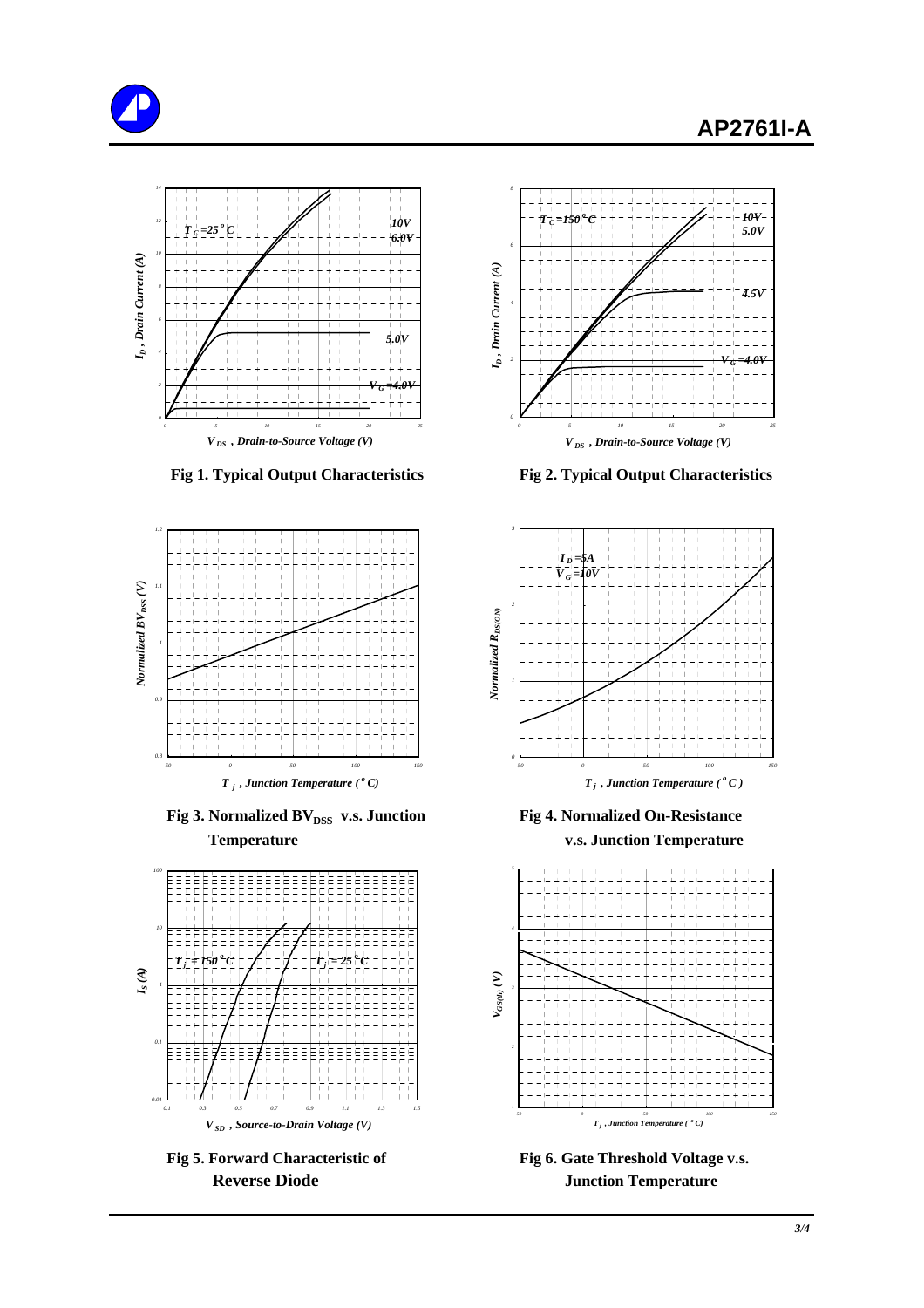**Fig 1. Typical Output Characteristics**

**Fig 2. Typical Output Characteristics**

**Fig 3. Normalized $BV_{DSS}$ v.s. Junction Temperature**

**Fig 4. Normalized On-Resistance v.s. Junction Temperature**

**Fig 5. Forward Characteristic of Reverse Diode**

**Fig 6. Gate Threshold Voltage v.s. Junction Temperature**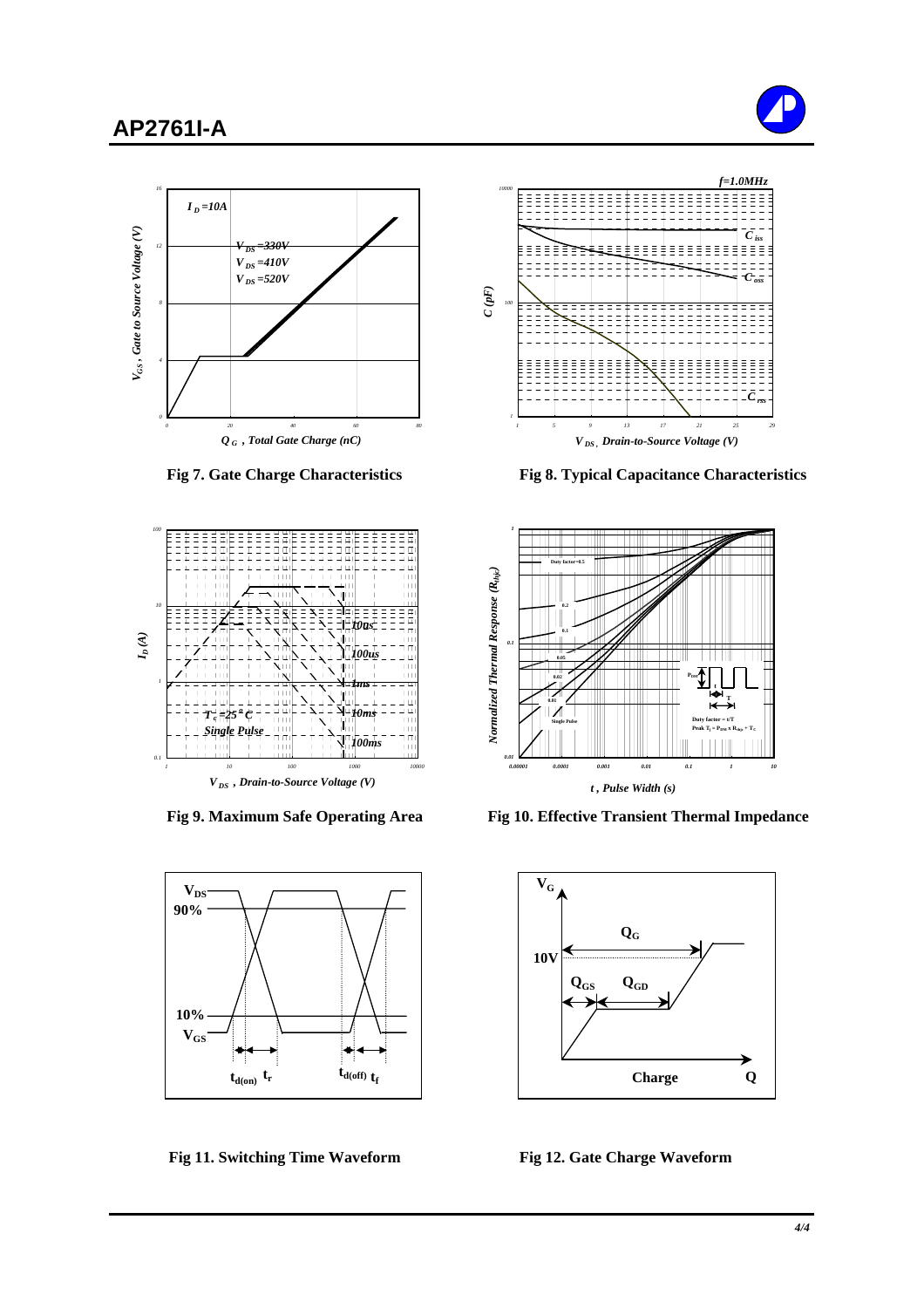16

$I_D$ =10A

$V_{DS}$ =330V

$V_{DS}$ =410V

$V_{DS}$ =520V

12

8

4

0

0 20 40 60 80

$V_{GS}$ , Gate to Source Voltage (V)

$Q_G$ , Total Gate Charge (nC)

**Fig 7. Gate Charge Characteristics**

f=1.0MHz

10000

100

1

$C_{iss}$

$C_{oss}$

$C_{rss}$

C (pF)

1 5 9 13 17 21 25 29

$V_{DS}$ , Drain-to-Source Voltage (V)

**Fig 8. Typical Capacitance Characteristics**

100

10

1

0.1

10us

100us

1ms

10ms

100ms

$T_c$ =25 °C

Single Pulse

$I_D$ (A)

1 10 100 1000 10000

$V_{DS}$ , Drain-to-Source Voltage (V)

**Fig 9. Maximum Safe Operating Area**

1

0.1

0.01

Duty factor=0.5

0.2

0.1

0.05

0.02

0.01

Single Pulse

$P_{DM}$

t

T

Duty factor = t/T

Peak $T_j = P_{DM} \times R_{thjc} + T_C$

Normalized Thermal Response ($R_{thjc}$)

0.00001 0.0001 0.001 0.01 0.1 1 10

t , Pulse Width (s)

**Fig 10. Effective Transient Thermal Impedance**

$V_{DS}$

90%

10%

$V_{GS}$

$t_{d(on)}$ $t_r$

$t_{d(off)}$ $t_f$

**Fig 11. Switching Time Waveform**

$V_G$

$Q_G$

10V

$Q_{GS}$

$Q_{GD}$

Charge

Q

**Fig 12. Gate Charge Waveform**